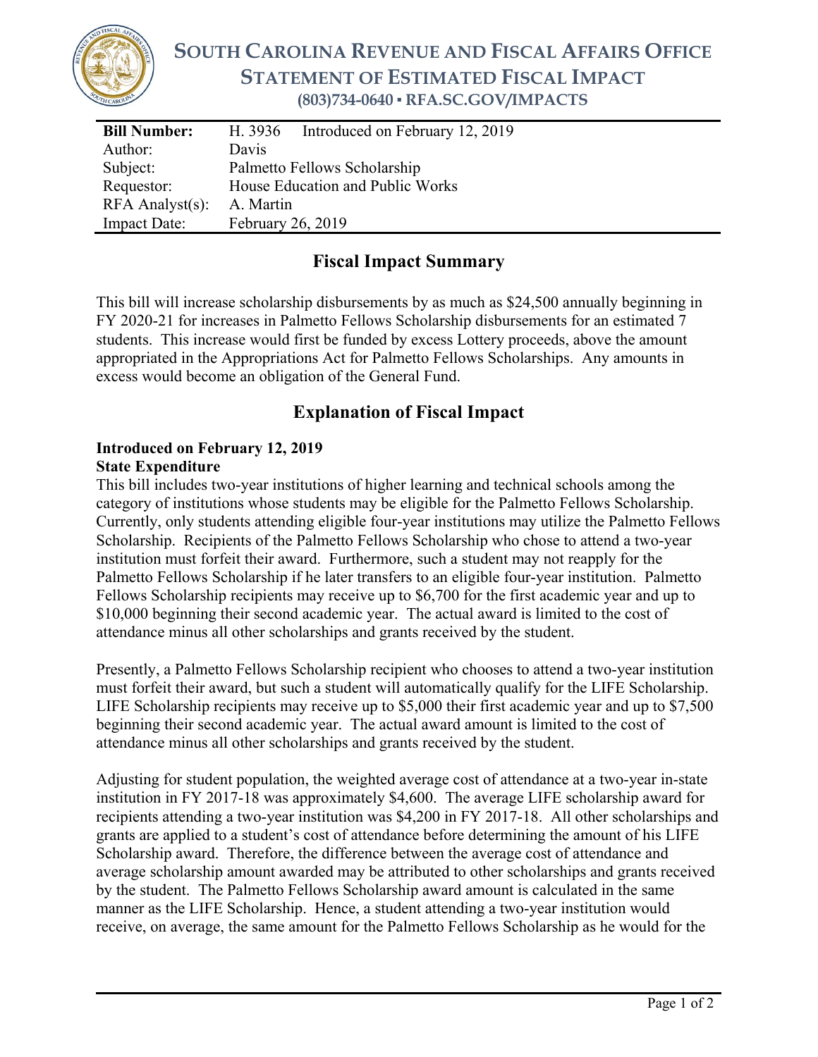# SOUTH CAROLINA REVENUE AND FISCAL AFFAIRS OFFICE
## STATEMENT OF ESTIMATED FISCAL IMPACT
**(803)734-0640 ▪ RFA.SC.GOV/IMPACTS**

| **Bill Number:** | H. 3936 Introduced on February 12, 2019 |
|---|---|
| Author: | Davis |
| Subject: | Palmetto Fellows Scholarship |
| Requestor: | House Education and Public Works |
| RFA Analyst(s): | A. Martin |
| Impact Date: | February 26, 2019 |

## Fiscal Impact Summary

This bill will increase scholarship disbursements by as much as $24,500 annually beginning in FY 2020-21 for increases in Palmetto Fellows Scholarship disbursements for an estimated 7 students. This increase would first be funded by excess Lottery proceeds, above the amount appropriated in the Appropriations Act for Palmetto Fellows Scholarships. Any amounts in excess would become an obligation of the General Fund.

## Explanation of Fiscal Impact

**Introduced on February 12, 2019**
**State Expenditure**

This bill includes two-year institutions of higher learning and technical schools among the category of institutions whose students may be eligible for the Palmetto Fellows Scholarship. Currently, only students attending eligible four-year institutions may utilize the Palmetto Fellows Scholarship. Recipients of the Palmetto Fellows Scholarship who chose to attend a two-year institution must forfeit their award. Furthermore, such a student may not reapply for the Palmetto Fellows Scholarship if he later transfers to an eligible four-year institution. Palmetto Fellows Scholarship recipients may receive up to $6,700 for the first academic year and up to $10,000 beginning their second academic year. The actual award is limited to the cost of attendance minus all other scholarships and grants received by the student.

Presently, a Palmetto Fellows Scholarship recipient who chooses to attend a two-year institution must forfeit their award, but such a student will automatically qualify for the LIFE Scholarship. LIFE Scholarship recipients may receive up to $5,000 their first academic year and up to $7,500 beginning their second academic year. The actual award amount is limited to the cost of attendance minus all other scholarships and grants received by the student.

Adjusting for student population, the weighted average cost of attendance at a two-year in-state institution in FY 2017-18 was approximately $4,600. The average LIFE scholarship award for recipients attending a two-year institution was $4,200 in FY 2017-18. All other scholarships and grants are applied to a student's cost of attendance before determining the amount of his LIFE Scholarship award. Therefore, the difference between the average cost of attendance and average scholarship amount awarded may be attributed to other scholarships and grants received by the student. The Palmetto Fellows Scholarship award amount is calculated in the same manner as the LIFE Scholarship. Hence, a student attending a two-year institution would receive, on average, the same amount for the Palmetto Fellows Scholarship as he would for the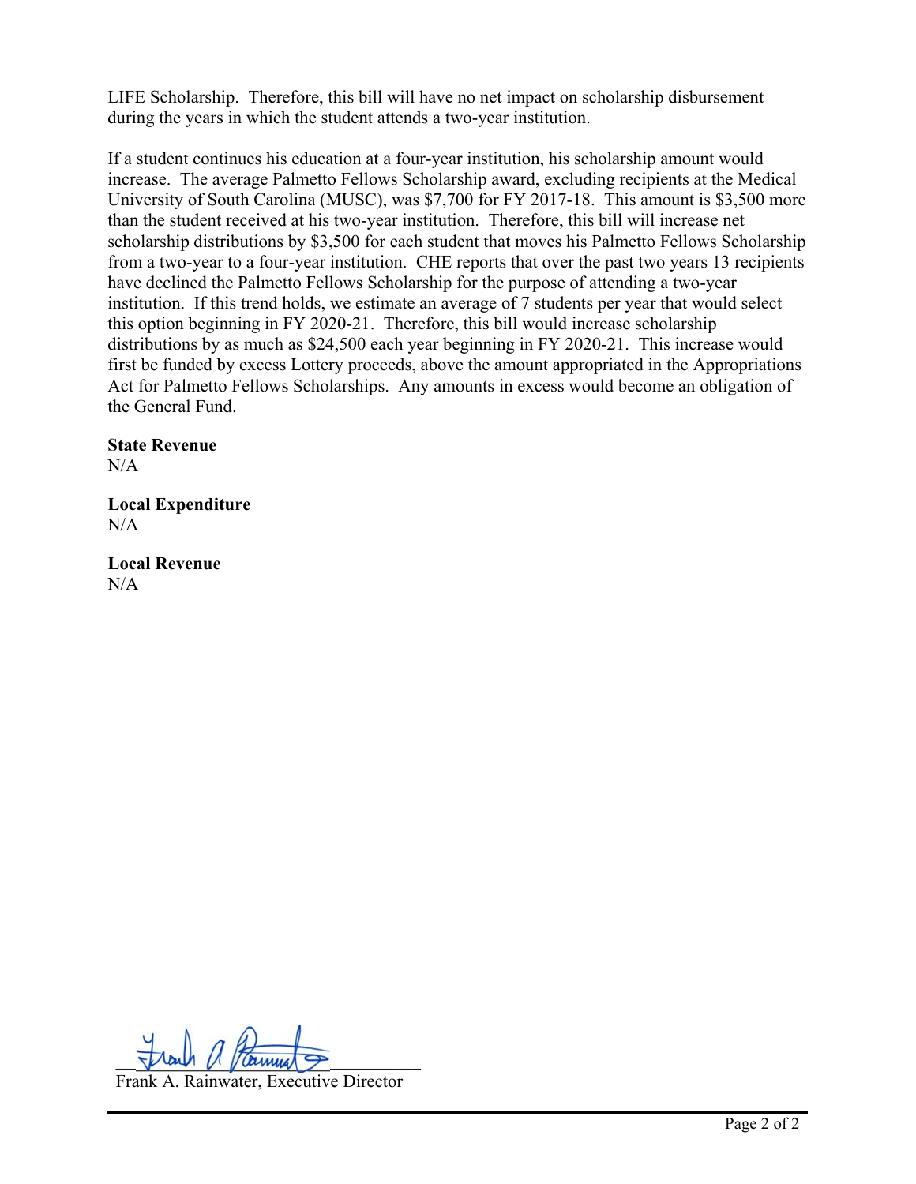LIFE Scholarship. Therefore, this bill will have no net impact on scholarship disbursement during the years in which the student attends a two-year institution.

If a student continues his education at a four-year institution, his scholarship amount would increase. The average Palmetto Fellows Scholarship award, excluding recipients at the Medical University of South Carolina (MUSC), was $7,700 for FY 2017-18. This amount is $3,500 more than the student received at his two-year institution. Therefore, this bill will increase net scholarship distributions by $3,500 for each student that moves his Palmetto Fellows Scholarship from a two-year to a four-year institution. CHE reports that over the past two years 13 recipients have declined the Palmetto Fellows Scholarship for the purpose of attending a two-year institution. If this trend holds, we estimate an average of 7 students per year that would select this option beginning in FY 2020-21. Therefore, this bill would increase scholarship distributions by as much as $24,500 each year beginning in FY 2020-21. This increase would first be funded by excess Lottery proceeds, above the amount appropriated in the Appropriations Act for Palmetto Fellows Scholarships. Any amounts in excess would become an obligation of the General Fund.

**State Revenue**
N/A

**Local Expenditure**
N/A

**Local Revenue**
N/A

Frank A. Rainwater, Executive Director